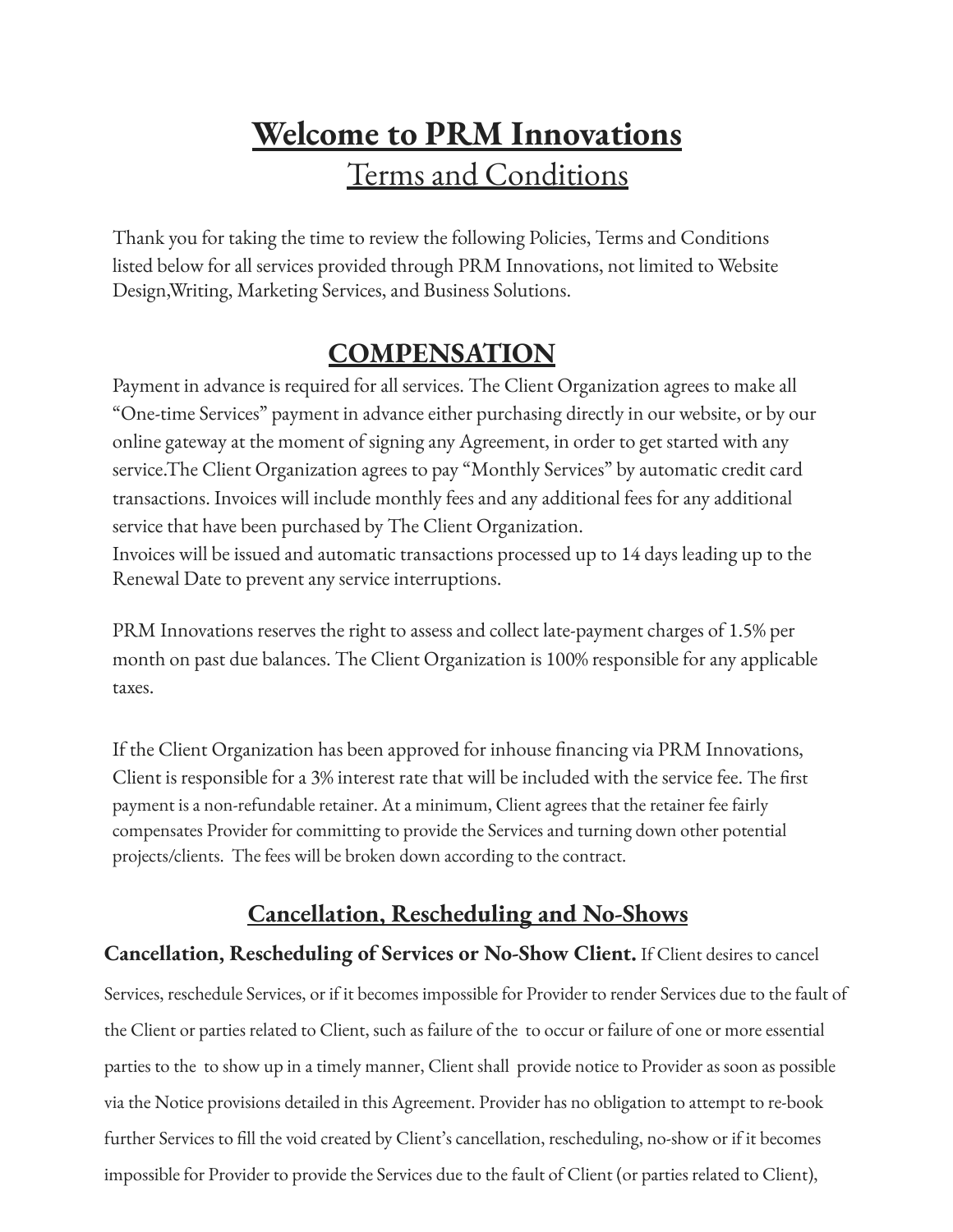# Welcome to PRM Innovations

## Terms and Conditions

Thank you for taking the time to review the following Policies, Terms and Conditions listed below for all services provided through PRM Innovations, not limited to Website Design,Writing, Marketing Services, and Business Solutions.

## COMPENSATION

Payment in advance is required for all services. The Client Organization agrees to make all "One-time Services" payment in advance either purchasing directly in our website, or by our online gateway at the moment of signing any Agreement, in order to get started with any service.The Client Organization agrees to pay "Monthly Services" by automatic credit card transactions. Invoices will include monthly fees and any additional fees for any additional service that have been purchased by The Client Organization.
Invoices will be issued and automatic transactions processed up to 14 days leading up to the Renewal Date to prevent any service interruptions.

PRM Innovations reserves the right to assess and collect late-payment charges of 1.5% per month on past due balances. The Client Organization is 100% responsible for any applicable taxes.

If the Client Organization has been approved for inhouse financing via PRM Innovations, Client is responsible for a 3% interest rate that will be included with the service fee. The first payment is a non-refundable retainer. At a minimum, Client agrees that the retainer fee fairly compensates Provider for committing to provide the Services and turning down other potential projects/clients. The fees will be broken down according to the contract.

## Cancellation, Rescheduling and No-Shows

**Cancellation, Rescheduling of Services or No-Show Client.** If Client desires to cancel Services, reschedule Services, or if it becomes impossible for Provider to render Services due to the fault of the Client or parties related to Client, such as failure of the to occur or failure of one or more essential parties to the to show up in a timely manner, Client shall provide notice to Provider as soon as possible via the Notice provisions detailed in this Agreement. Provider has no obligation to attempt to re-book further Services to fill the void created by Client's cancellation, rescheduling, no-show or if it becomes impossible for Provider to provide the Services due to the fault of Client (or parties related to Client),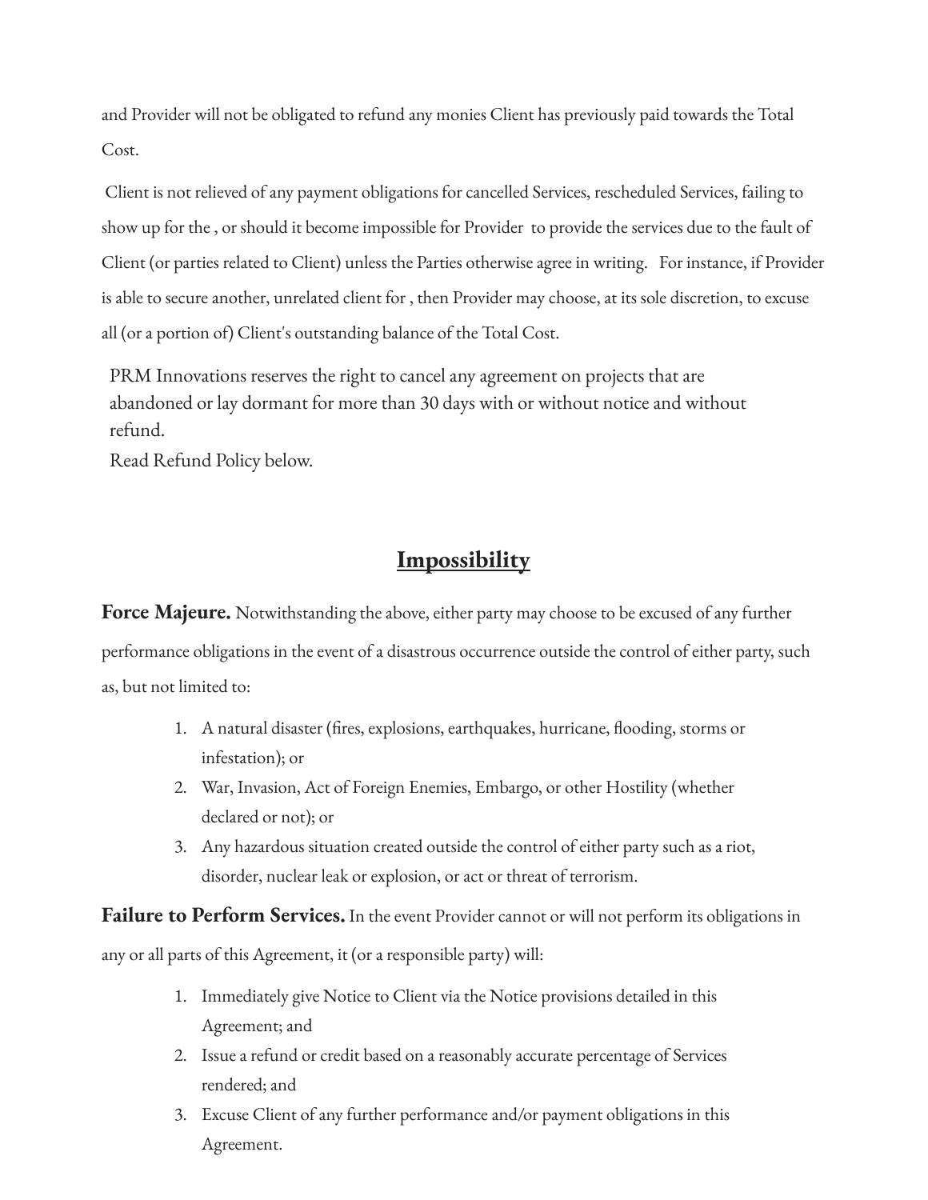and Provider will not be obligated to refund any monies Client has previously paid towards the Total Cost.

Client is not relieved of any payment obligations for cancelled Services, rescheduled Services, failing to show up for the , or should it become impossible for Provider to provide the services due to the fault of Client (or parties related to Client) unless the Parties otherwise agree in writing. For instance, if Provider is able to secure another, unrelated client for , then Provider may choose, at its sole discretion, to excuse all (or a portion of) Client's outstanding balance of the Total Cost.

PRM Innovations reserves the right to cancel any agreement on projects that are abandoned or lay dormant for more than 30 days with or without notice and without refund.
Read Refund Policy below.

## Impossibility

**Force Majeure.** Notwithstanding the above, either party may choose to be excused of any further performance obligations in the event of a disastrous occurrence outside the control of either party, such as, but not limited to:

1. A natural disaster (fires, explosions, earthquakes, hurricane, flooding, storms or infestation); or
2. War, Invasion, Act of Foreign Enemies, Embargo, or other Hostility (whether declared or not); or
3. Any hazardous situation created outside the control of either party such as a riot, disorder, nuclear leak or explosion, or act or threat of terrorism.

**Failure to Perform Services.** In the event Provider cannot or will not perform its obligations in any or all parts of this Agreement, it (or a responsible party) will:

1. Immediately give Notice to Client via the Notice provisions detailed in this Agreement; and
2. Issue a refund or credit based on a reasonably accurate percentage of Services rendered; and
3. Excuse Client of any further performance and/or payment obligations in this Agreement.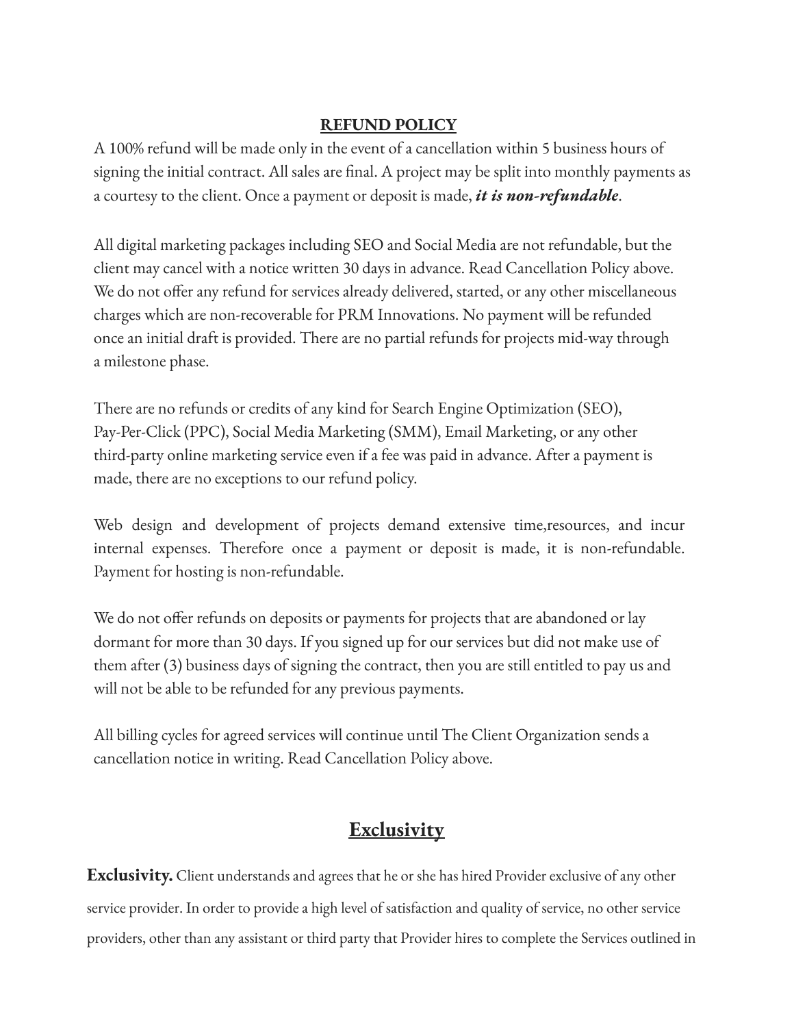## REFUND POLICY

A 100% refund will be made only in the event of a cancellation within 5 business hours of signing the initial contract. All sales are final. A project may be split into monthly payments as a courtesy to the client. Once a payment or deposit is made, ***it is non-refundable***.

All digital marketing packages including SEO and Social Media are not refundable, but the client may cancel with a notice written 30 days in advance. Read Cancellation Policy above. We do not offer any refund for services already delivered, started, or any other miscellaneous charges which are non-recoverable for PRM Innovations. No payment will be refunded once an initial draft is provided. There are no partial refunds for projects mid-way through a milestone phase.

There are no refunds or credits of any kind for Search Engine Optimization (SEO), Pay-Per-Click (PPC), Social Media Marketing (SMM), Email Marketing, or any other third-party online marketing service even if a fee was paid in advance. After a payment is made, there are no exceptions to our refund policy.

Web design and development of projects demand extensive time,resources, and incur internal expenses. Therefore once a payment or deposit is made, it is non-refundable. Payment for hosting is non-refundable.

We do not offer refunds on deposits or payments for projects that are abandoned or lay dormant for more than 30 days. If you signed up for our services but did not make use of them after (3) business days of signing the contract, then you are still entitled to pay us and will not be able to be refunded for any previous payments.

All billing cycles for agreed services will continue until The Client Organization sends a cancellation notice in writing. Read Cancellation Policy above.

## Exclusivity

**Exclusivity.** Client understands and agrees that he or she has hired Provider exclusive of any other service provider. In order to provide a high level of satisfaction and quality of service, no other service providers, other than any assistant or third party that Provider hires to complete the Services outlined in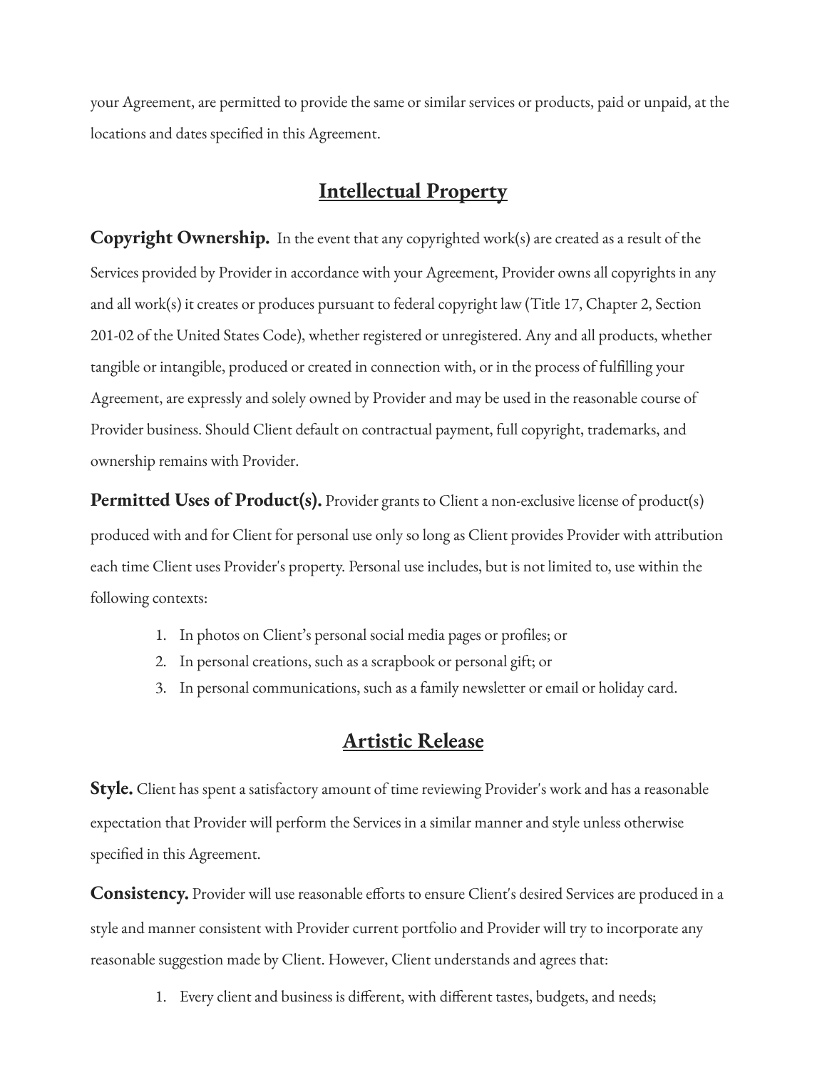your Agreement, are permitted to provide the same or similar services or products, paid or unpaid, at the locations and dates specified in this Agreement.

## Intellectual Property

**Copyright Ownership.** In the event that any copyrighted work(s) are created as a result of the Services provided by Provider in accordance with your Agreement, Provider owns all copyrights in any and all work(s) it creates or produces pursuant to federal copyright law (Title 17, Chapter 2, Section 201-02 of the United States Code), whether registered or unregistered. Any and all products, whether tangible or intangible, produced or created in connection with, or in the process of fulfilling your Agreement, are expressly and solely owned by Provider and may be used in the reasonable course of Provider business. Should Client default on contractual payment, full copyright, trademarks, and ownership remains with Provider.

**Permitted Uses of Product(s).** Provider grants to Client a non-exclusive license of product(s) produced with and for Client for personal use only so long as Client provides Provider with attribution each time Client uses Provider's property. Personal use includes, but is not limited to, use within the following contexts:

1. In photos on Client's personal social media pages or profiles; or
2. In personal creations, such as a scrapbook or personal gift; or
3. In personal communications, such as a family newsletter or email or holiday card.

## Artistic Release

**Style.** Client has spent a satisfactory amount of time reviewing Provider's work and has a reasonable expectation that Provider will perform the Services in a similar manner and style unless otherwise specified in this Agreement.

**Consistency.** Provider will use reasonable efforts to ensure Client's desired Services are produced in a style and manner consistent with Provider current portfolio and Provider will try to incorporate any reasonable suggestion made by Client. However, Client understands and agrees that:

1. Every client and business is different, with different tastes, budgets, and needs;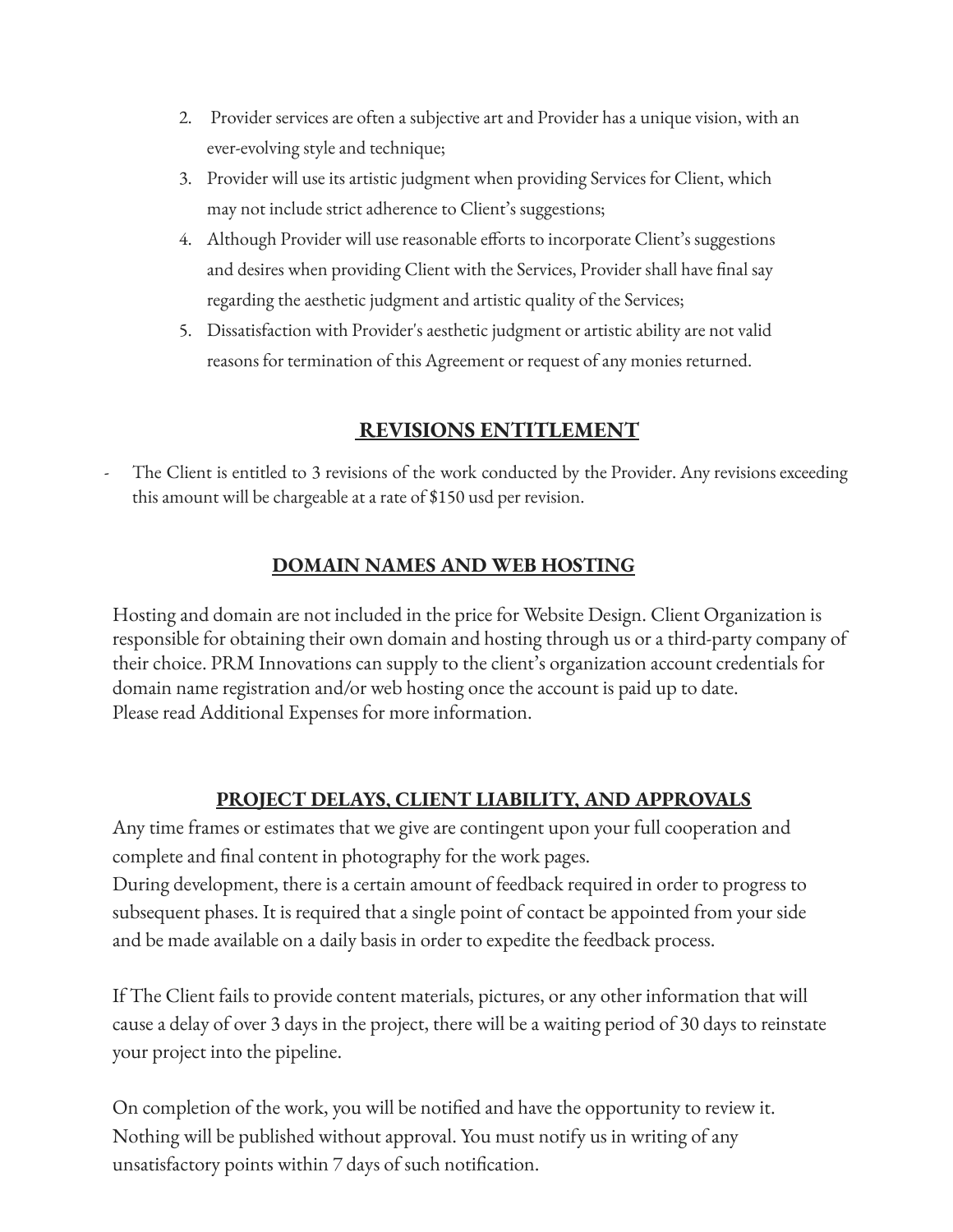2. Provider services are often a subjective art and Provider has a unique vision, with an ever-evolving style and technique;
3. Provider will use its artistic judgment when providing Services for Client, which may not include strict adherence to Client's suggestions;
4. Although Provider will use reasonable efforts to incorporate Client's suggestions and desires when providing Client with the Services, Provider shall have final say regarding the aesthetic judgment and artistic quality of the Services;
5. Dissatisfaction with Provider's aesthetic judgment or artistic ability are not valid reasons for termination of this Agreement or request of any monies returned.

## **REVISIONS ENTITLEMENT**

- The Client is entitled to 3 revisions of the work conducted by the Provider. Any revisions exceeding this amount will be chargeable at a rate of $150 usd per revision.

## **DOMAIN NAMES AND WEB HOSTING**

Hosting and domain are not included in the price for Website Design. Client Organization is responsible for obtaining their own domain and hosting through us or a third-party company of their choice. PRM Innovations can supply to the client's organization account credentials for domain name registration and/or web hosting once the account is paid up to date.
Please read Additional Expenses for more information.

## **PROJECT DELAYS, CLIENT LIABILITY, AND APPROVALS**

Any time frames or estimates that we give are contingent upon your full cooperation and complete and final content in photography for the work pages.
During development, there is a certain amount of feedback required in order to progress to subsequent phases. It is required that a single point of contact be appointed from your side and be made available on a daily basis in order to expedite the feedback process.

If The Client fails to provide content materials, pictures, or any other information that will cause a delay of over 3 days in the project, there will be a waiting period of 30 days to reinstate your project into the pipeline.

On completion of the work, you will be notified and have the opportunity to review it. Nothing will be published without approval. You must notify us in writing of any unsatisfactory points within 7 days of such notification.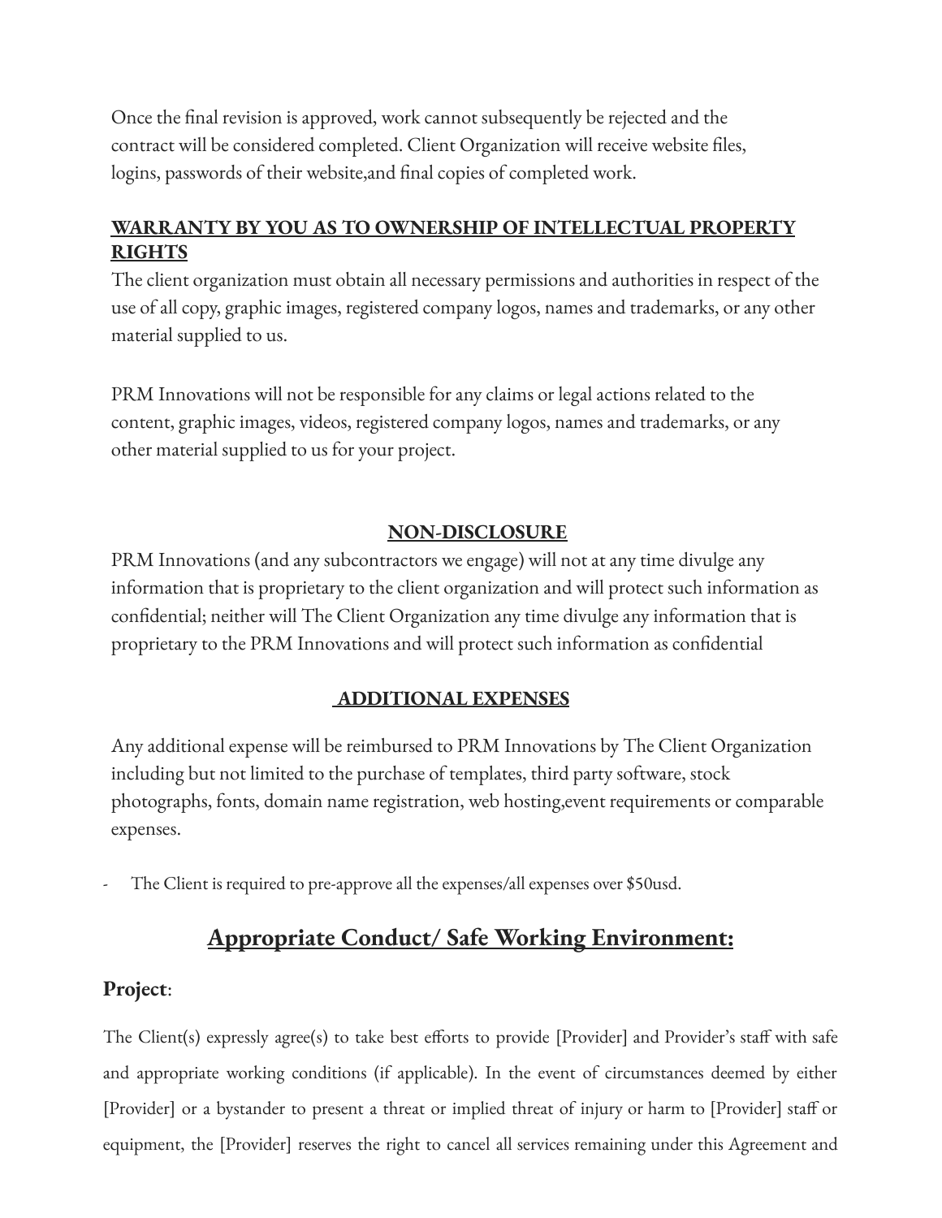Once the final revision is approved, work cannot subsequently be rejected and the contract will be considered completed. Client Organization will receive website files, logins, passwords of their website,and final copies of completed work.

**WARRANTY BY YOU AS TO OWNERSHIP OF INTELLECTUAL PROPERTY RIGHTS**

The client organization must obtain all necessary permissions and authorities in respect of the use of all copy, graphic images, registered company logos, names and trademarks, or any other material supplied to us.

PRM Innovations will not be responsible for any claims or legal actions related to the content, graphic images, videos, registered company logos, names and trademarks, or any other material supplied to us for your project.

**NON-DISCLOSURE**

PRM Innovations (and any subcontractors we engage) will not at any time divulge any information that is proprietary to the client organization and will protect such information as confidential; neither will The Client Organization any time divulge any information that is proprietary to the PRM Innovations and will protect such information as confidential

**ADDITIONAL EXPENSES**

Any additional expense will be reimbursed to PRM Innovations by The Client Organization including but not limited to the purchase of templates, third party software, stock photographs, fonts, domain name registration, web hosting,event requirements or comparable expenses.

- The Client is required to pre-approve all the expenses/all expenses over $50usd.

## Appropriate Conduct/ Safe Working Environment:

**Project**:

The Client(s) expressly agree(s) to take best efforts to provide [Provider] and Provider's staff with safe and appropriate working conditions (if applicable). In the event of circumstances deemed by either [Provider] or a bystander to present a threat or implied threat of injury or harm to [Provider] staff or equipment, the [Provider] reserves the right to cancel all services remaining under this Agreement and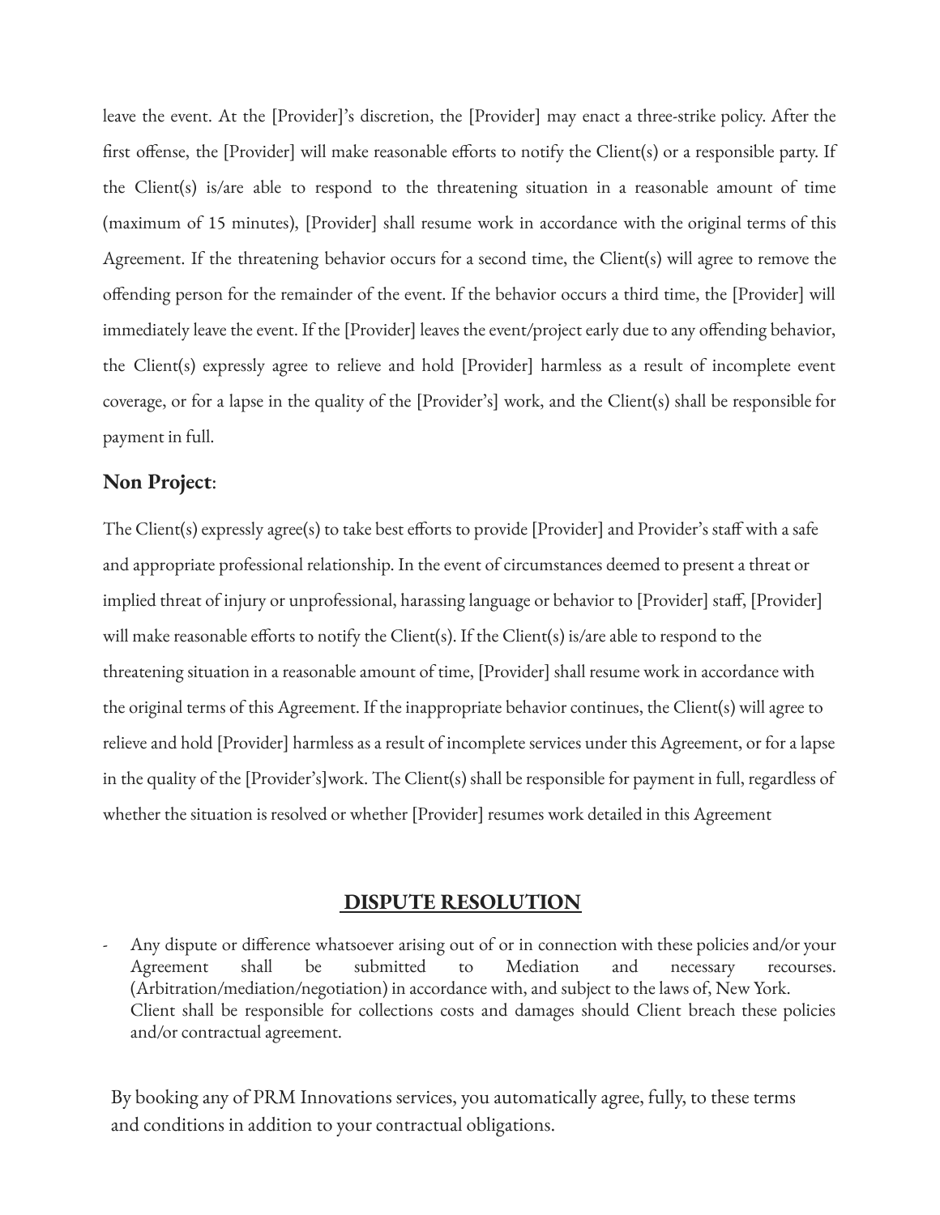leave the event. At the [Provider]'s discretion, the [Provider] may enact a three-strike policy. After the first offense, the [Provider] will make reasonable efforts to notify the Client(s) or a responsible party. If the Client(s) is/are able to respond to the threatening situation in a reasonable amount of time (maximum of 15 minutes), [Provider] shall resume work in accordance with the original terms of this Agreement. If the threatening behavior occurs for a second time, the Client(s) will agree to remove the offending person for the remainder of the event. If the behavior occurs a third time, the [Provider] will immediately leave the event. If the [Provider] leaves the event/project early due to any offending behavior, the Client(s) expressly agree to relieve and hold [Provider] harmless as a result of incomplete event coverage, or for a lapse in the quality of the [Provider's] work, and the Client(s) shall be responsible for payment in full.

**Non Project**:

The Client(s) expressly agree(s) to take best efforts to provide [Provider] and Provider's staff with a safe and appropriate professional relationship. In the event of circumstances deemed to present a threat or implied threat of injury or unprofessional, harassing language or behavior to [Provider] staff, [Provider] will make reasonable efforts to notify the Client(s). If the Client(s) is/are able to respond to the threatening situation in a reasonable amount of time, [Provider] shall resume work in accordance with the original terms of this Agreement. If the inappropriate behavior continues, the Client(s) will agree to relieve and hold [Provider] harmless as a result of incomplete services under this Agreement, or for a lapse in the quality of the [Provider's]work. The Client(s) shall be responsible for payment in full, regardless of whether the situation is resolved or whether [Provider] resumes work detailed in this Agreement

## DISPUTE RESOLUTION

- Any dispute or difference whatsoever arising out of or in connection with these policies and/or your Agreement shall be submitted to Mediation and necessary recourses. (Arbitration/mediation/negotiation) in accordance with, and subject to the laws of, New York. Client shall be responsible for collections costs and damages should Client breach these policies and/or contractual agreement.

By booking any of PRM Innovations services, you automatically agree, fully, to these terms and conditions in addition to your contractual obligations.